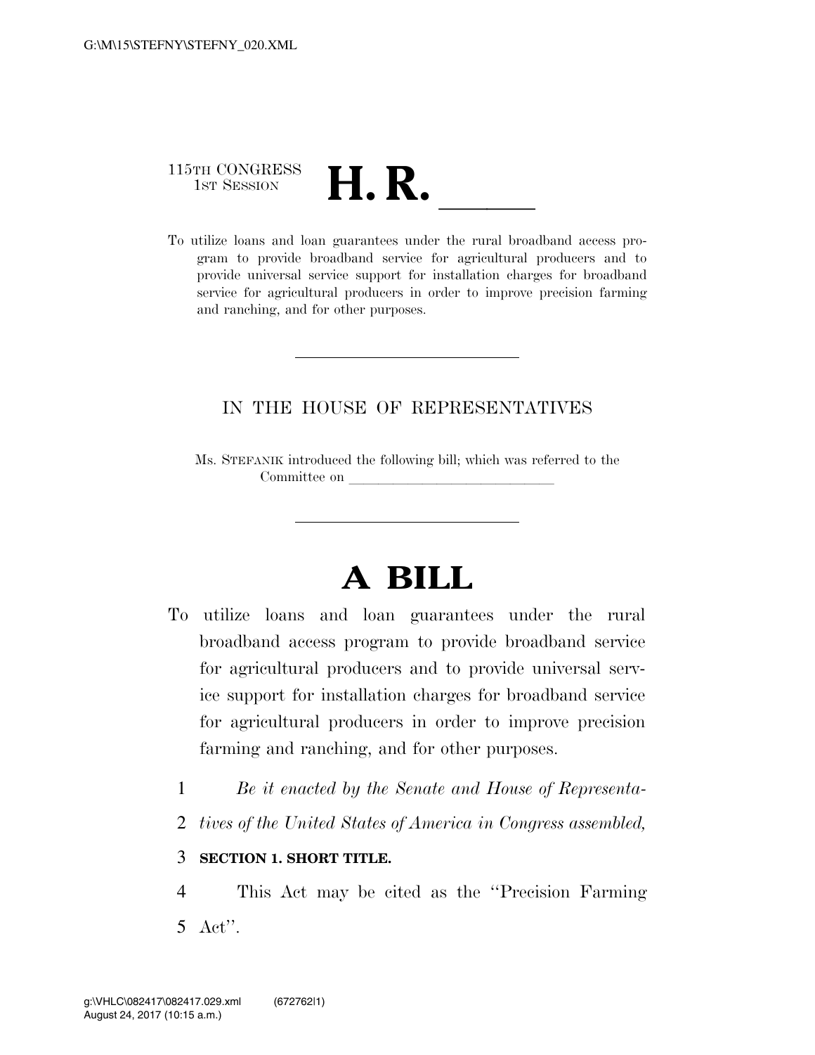115TH CONGRESS
1ST SESSION

# H. R. \_\_\_\_\_\_

To utilize loans and loan guarantees under the rural broadband access program to provide broadband service for agricultural producers and to provide universal service support for installation charges for broadband service for agricultural producers in order to improve precision farming and ranching, and for other purposes.

---

IN THE HOUSE OF REPRESENTATIVES

Ms. STEFANIK introduced the following bill; which was referred to the Committee on \_\_\_\_\_\_\_\_\_\_\_\_\_\_\_\_\_\_\_\_\_\_\_\_\_\_\_\_\_\_

---

# A BILL

To utilize loans and loan guarantees under the rural broadband access program to provide broadband service for agricultural producers and to provide universal service support for installation charges for broadband service for agricultural producers in order to improve precision farming and ranching, and for other purposes.

1 *Be it enacted by the Senate and House of Representa-*
2 *tives of the United States of America in Congress assembled,*

3 **SECTION 1. SHORT TITLE.**

4 This Act may be cited as the ''Precision Farming
5 Act''.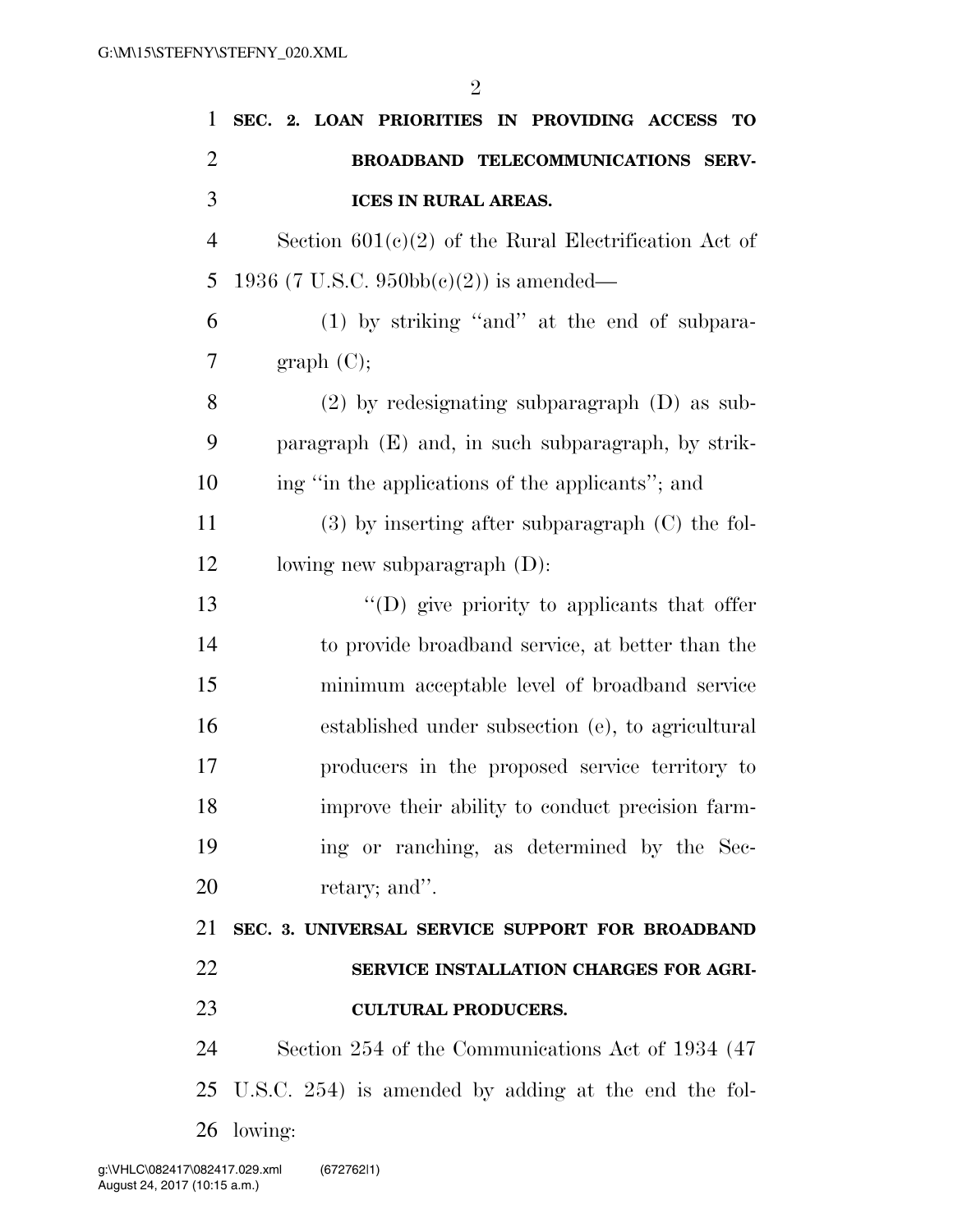**SEC. 2. LOAN PRIORITIES IN PROVIDING ACCESS TO BROADBAND TELECOMMUNICATIONS SERVICES IN RURAL AREAS.**

Section 601(c)(2) of the Rural Electrification Act of 1936 (7 U.S.C. 950bb(c)(2)) is amended—

(1) by striking "and" at the end of subparagraph (C);

(2) by redesignating subparagraph (D) as subparagraph (E) and, in such subparagraph, by striking "in the applications of the applicants"; and

(3) by inserting after subparagraph (C) the following new subparagraph (D):

"(D) give priority to applicants that offer to provide broadband service, at better than the minimum acceptable level of broadband service established under subsection (e), to agricultural producers in the proposed service territory to improve their ability to conduct precision farming or ranching, as determined by the Secretary; and".

**SEC. 3. UNIVERSAL SERVICE SUPPORT FOR BROADBAND SERVICE INSTALLATION CHARGES FOR AGRICULTURAL PRODUCERS.**

Section 254 of the Communications Act of 1934 (47 U.S.C. 254) is amended by adding at the end the following: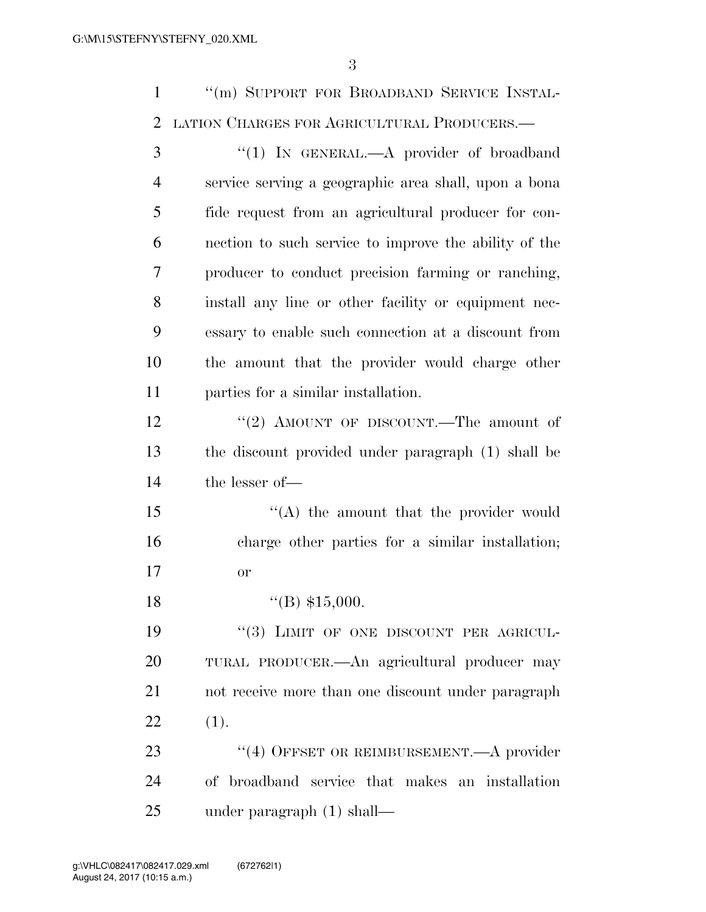"(m) SUPPORT FOR BROADBAND SERVICE INSTALLATION CHARGES FOR AGRICULTURAL PRODUCERS.—

"(1) IN GENERAL.—A provider of broadband service serving a geographic area shall, upon a bona fide request from an agricultural producer for connection to such service to improve the ability of the producer to conduct precision farming or ranching, install any line or other facility or equipment necessary to enable such connection at a discount from the amount that the provider would charge other parties for a similar installation.

"(2) AMOUNT OF DISCOUNT.—The amount of the discount provided under paragraph (1) shall be the lesser of—

"(A) the amount that the provider would charge other parties for a similar installation; or

"(B) $15,000.

"(3) LIMIT OF ONE DISCOUNT PER AGRICULTURAL PRODUCER.—An agricultural producer may not receive more than one discount under paragraph (1).

"(4) OFFSET OR REIMBURSEMENT.—A provider of broadband service that makes an installation under paragraph (1) shall—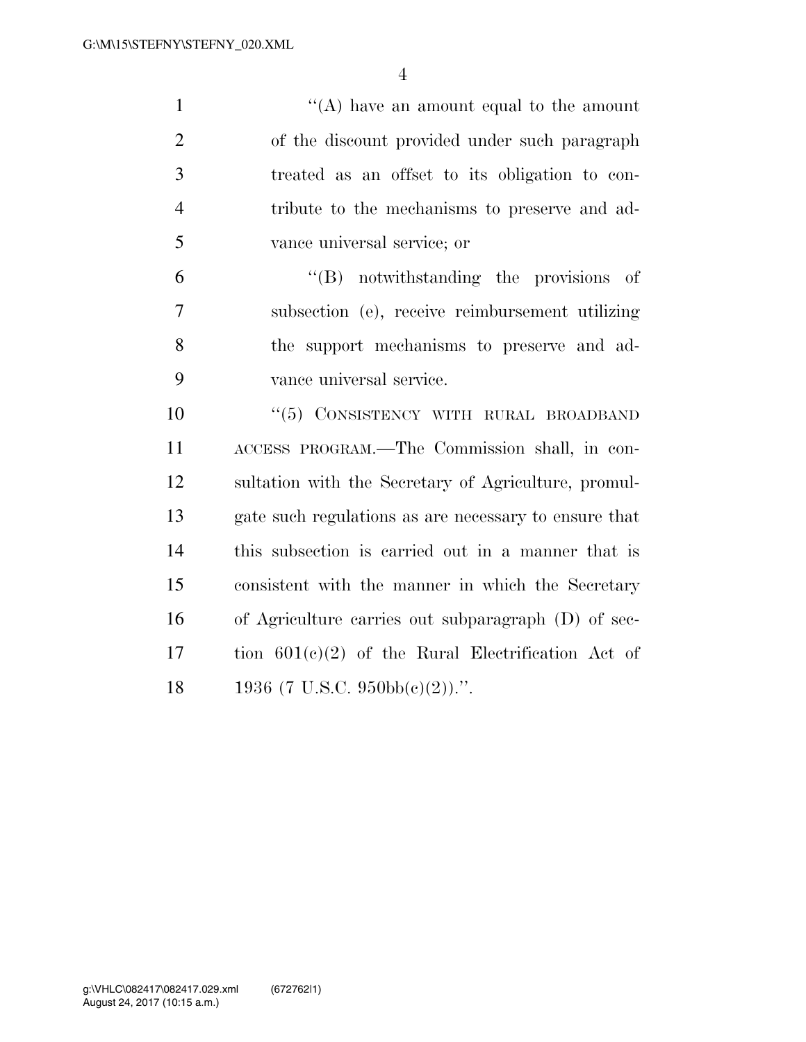"(A) have an amount equal to the amount of the discount provided under such paragraph treated as an offset to its obligation to contribute to the mechanisms to preserve and advance universal service; or

"(B) notwithstanding the provisions of subsection (e), receive reimbursement utilizing the support mechanisms to preserve and advance universal service.

"(5) CONSISTENCY WITH RURAL BROADBAND ACCESS PROGRAM.—The Commission shall, in consultation with the Secretary of Agriculture, promulgate such regulations as are necessary to ensure that this subsection is carried out in a manner that is consistent with the manner in which the Secretary of Agriculture carries out subparagraph (D) of section 601(c)(2) of the Rural Electrification Act of 1936 (7 U.S.C. 950bb(c)(2))."